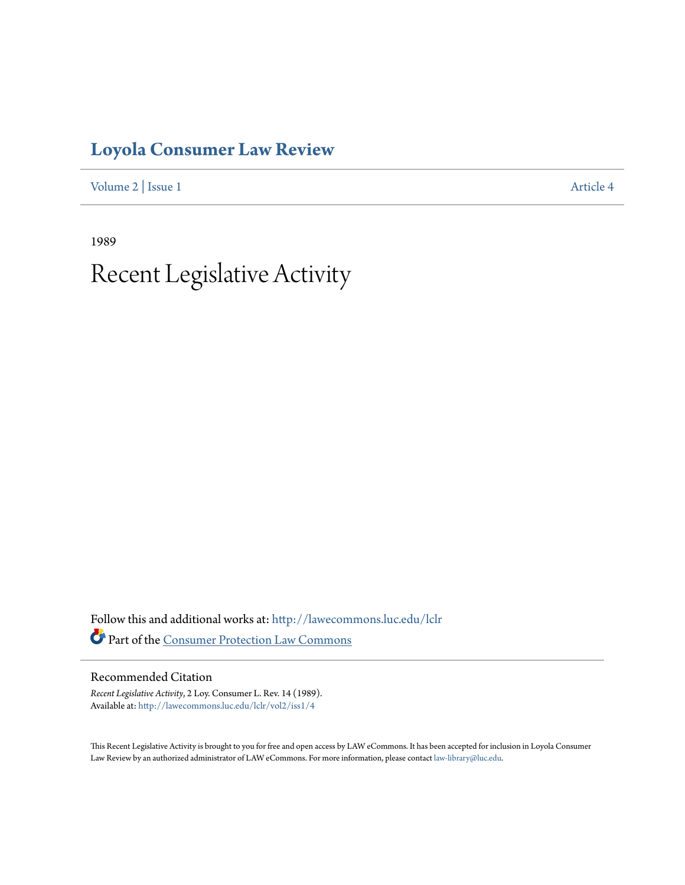# Loyola Consumer Law Review

Volume 2 | Issue 1 Article 4

1989

# Recent Legislative Activity

Follow this and additional works at: http://lawecommons.luc.edu/lclr

Part of the Consumer Protection Law Commons

## Recommended Citation

*Recent Legislative Activity*, 2 Loy. Consumer L. Rev. 14 (1989).
Available at: http://lawecommons.luc.edu/lclr/vol2/iss1/4

This Recent Legislative Activity is brought to you for free and open access by LAW eCommons. It has been accepted for inclusion in Loyola Consumer Law Review by an authorized administrator of LAW eCommons. For more information, please contact law-library@luc.edu.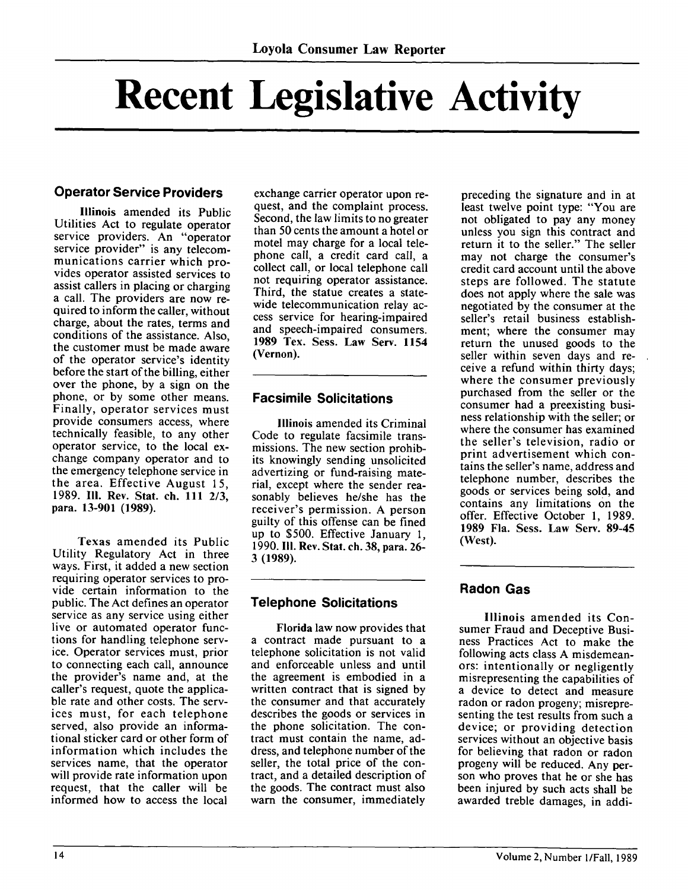# Recent Legislative Activity

## Operator Service Providers

**Illinois** amended its Public Utilities Act to regulate operator service providers. An "operator service provider" is any telecommunications carrier which provides operator assisted services to assist callers in placing or charging a call. The providers are now required to inform the caller, without charge, about the rates, terms and conditions of the assistance. Also, the customer must be made aware of the operator service's identity before the start of the billing, either over the phone, by a sign on the phone, or by some other means. Finally, operator services must provide consumers access, where technically feasible, to any other operator service, to the local exchange company operator and to the emergency telephone service in the area. Effective August 15, 1989. **Ill. Rev. Stat. ch. 111 2/3, para. 13-901 (1989).**

**Texas** amended its Public Utility Regulatory Act in three ways. First, it added a new section requiring operator services to provide certain information to the public. The Act defines an operator service as any service using either live or automated operator functions for handling telephone service. Operator services must, prior to connecting each call, announce the provider's name and, at the caller's request, quote the applicable rate and other costs. The services must, for each telephone served, also provide an informational sticker card or other form of information which includes the services name, that the operator will provide rate information upon request, that the caller will be informed how to access the local exchange carrier operator upon request, and the complaint process. Second, the law limits to no greater than 50 cents the amount a hotel or motel may charge for a local telephone call, a credit card call, a collect call, or local telephone call not requiring operator assistance. Third, the statue creates a statewide telecommunication relay access service for hearing-impaired and speech-impaired consumers. **1989 Tex. Sess. Law Serv. 1154 (Vernon).**

## Facsimile Solicitations

**Illinois** amended its Criminal Code to regulate facsimile transmissions. The new section prohibits knowingly sending unsolicited advertizing or fund-raising material, except where the sender reasonably believes he/she has the receiver's permission. A person guilty of this offense can be fined up to $500. Effective January 1, 1990. **Ill. Rev. Stat. ch. 38, para. 26-3 (1989).**

## Telephone Solicitations

**Florida** law now provides that a contract made pursuant to a telephone solicitation is not valid and enforceable unless and until the agreement is embodied in a written contract that is signed by the consumer and that accurately describes the goods or services in the phone solicitation. The contract must contain the name, address, and telephone number of the seller, the total price of the contract, and a detailed description of the goods. The contract must also warn the consumer, immediately preceding the signature and in at least twelve point type: "You are not obligated to pay any money unless you sign this contract and return it to the seller." The seller may not charge the consumer's credit card account until the above steps are followed. The statute does not apply where the sale was negotiated by the consumer at the seller's retail business establishment; where the consumer may return the unused goods to the seller within seven days and receive a refund within thirty days; where the consumer previously purchased from the seller or the consumer had a preexisting business relationship with the seller; or where the consumer has examined the seller's television, radio or print advertisement which contains the seller's name, address and telephone number, describes the goods or services being sold, and contains any limitations on the offer. Effective October 1, 1989. **1989 Fla. Sess. Law Serv. 89-45 (West).**

## Radon Gas

**Illinois** amended its Consumer Fraud and Deceptive Business Practices Act to make the following acts class A misdemeanors: intentionally or negligently misrepresenting the capabilities of a device to detect and measure radon or radon progeny; misrepresenting the test results from such a device; or providing detection services without an objective basis for believing that radon or radon progeny will be reduced. Any person who proves that he or she has been injured by such acts shall be awarded treble damages, in addi-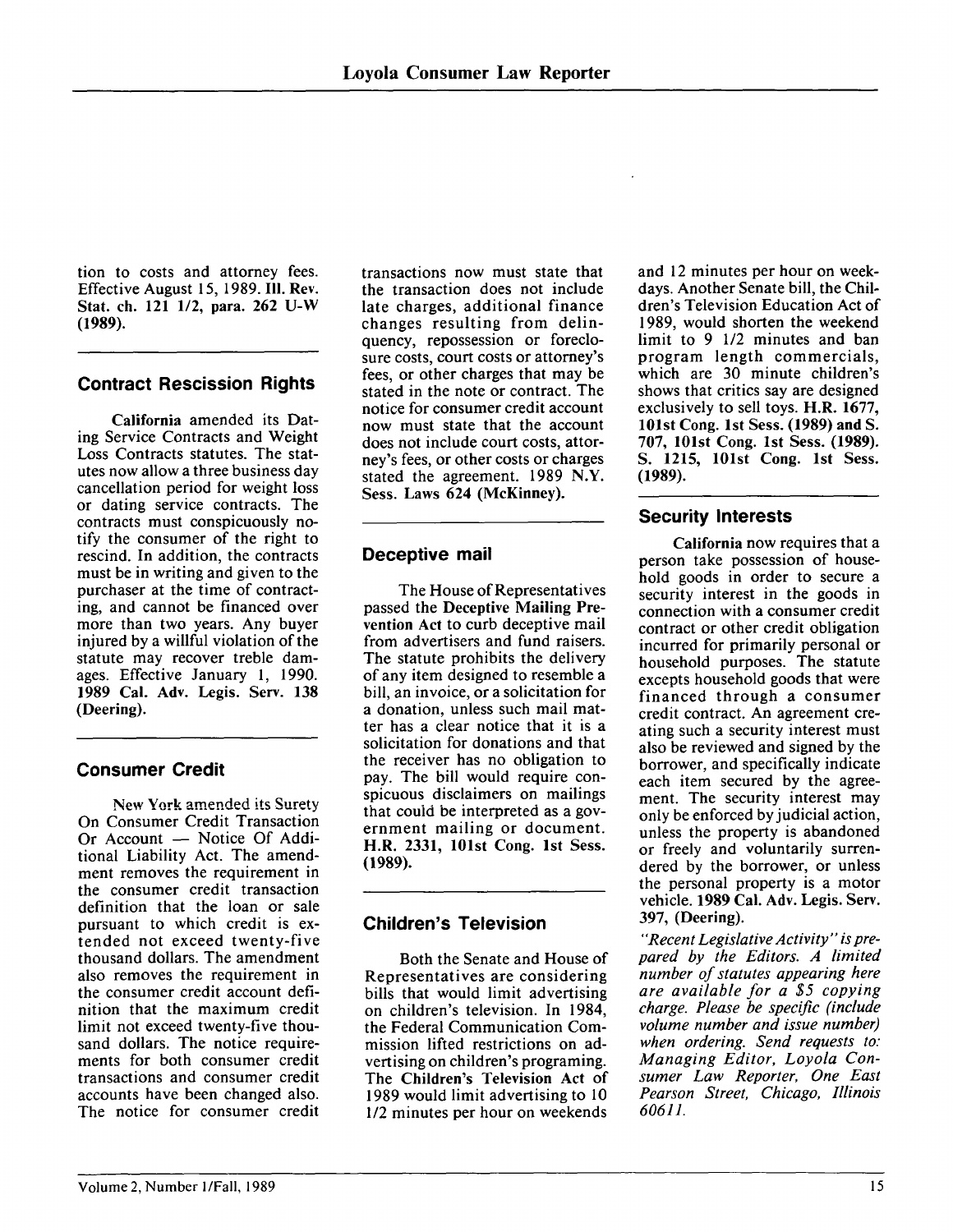tion to costs and attorney fees. Effective August 15, 1989. **Ill. Rev. Stat. ch. 121 1/2, para. 262 U-W (1989).**

## Contract Rescission Rights

**California** amended its Dating Service Contracts and Weight Loss Contracts statutes. The statutes now allow a three business day cancellation period for weight loss or dating service contracts. The contracts must conspicuously notify the consumer of the right to rescind. In addition, the contracts must be in writing and given to the purchaser at the time of contracting, and cannot be financed over more than two years. Any buyer injured by a willful violation of the statute may recover treble damages. Effective January 1, 1990. **1989 Cal. Adv. Legis. Serv. 138 (Deering).**

## Consumer Credit

**New York** amended its Surety On Consumer Credit Transaction Or Account — Notice Of Additional Liability Act. The amendment removes the requirement in the consumer credit transaction definition that the loan or sale pursuant to which credit is extended not exceed twenty-five thousand dollars. The amendment also removes the requirement in the consumer credit account definition that the maximum credit limit not exceed twenty-five thousand dollars. The notice requirements for both consumer credit transactions and consumer credit accounts have been changed also. The notice for consumer credit transactions now must state that the transaction does not include late charges, additional finance changes resulting from delinquency, repossession or foreclosure costs, court costs or attorney's fees, or other charges that may be stated in the note or contract. The notice for consumer credit account now must state that the account does not include court costs, attorney's fees, or other costs or charges stated the agreement. **1989 N.Y. Sess. Laws 624 (McKinney).**

## Deceptive mail

The House of Representatives passed the **Deceptive Mailing Prevention Act** to curb deceptive mail from advertisers and fund raisers. The statute prohibits the delivery of any item designed to resemble a bill, an invoice, or a solicitation for a donation, unless such mail matter has a clear notice that it is a solicitation for donations and that the receiver has no obligation to pay. The bill would require conspicuous disclaimers on mailings that could be interpreted as a government mailing or document. **H.R. 2331, 101st Cong. 1st Sess. (1989).**

## Children's Television

Both the Senate and House of Representatives are considering bills that would limit advertising on children's television. In 1984, the Federal Communication Commission lifted restrictions on advertising on children's programing. The **Children's Television Act** of 1989 would limit advertising to 10 1/2 minutes per hour on weekends and 12 minutes per hour on weekdays. Another Senate bill, the Children's Television Education Act of 1989, would shorten the weekend limit to 9 1/2 minutes and ban program length commercials, which are 30 minute children's shows that critics say are designed exclusively to sell toys. **H.R. 1677, 101st Cong. 1st Sess. (1989) and S. 707, 101st Cong. 1st Sess. (1989). S. 1215, 101st Cong. 1st Sess. (1989).**

## Security Interests

**California** now requires that a person take possession of household goods in order to secure a security interest in the goods in connection with a consumer credit contract or other credit obligation incurred for primarily personal or household purposes. The statute excepts household goods that were financed through a consumer credit contract. An agreement creating such a security interest must also be reviewed and signed by the borrower, and specifically indicate each item secured by the agreement. The security interest may only be enforced by judicial action, unless the property is abandoned or freely and voluntarily surrendered by the borrower, or unless the personal property is a motor vehicle. **1989 Cal. Adv. Legis. Serv. 397, (Deering).**

*"Recent Legislative Activity" is prepared by the Editors. A limited number of statutes appearing here are available for a $5 copying charge. Please be specific (include volume number and issue number) when ordering. Send requests to: Managing Editor, Loyola Consumer Law Reporter, One East Pearson Street, Chicago, Illinois 60611.*